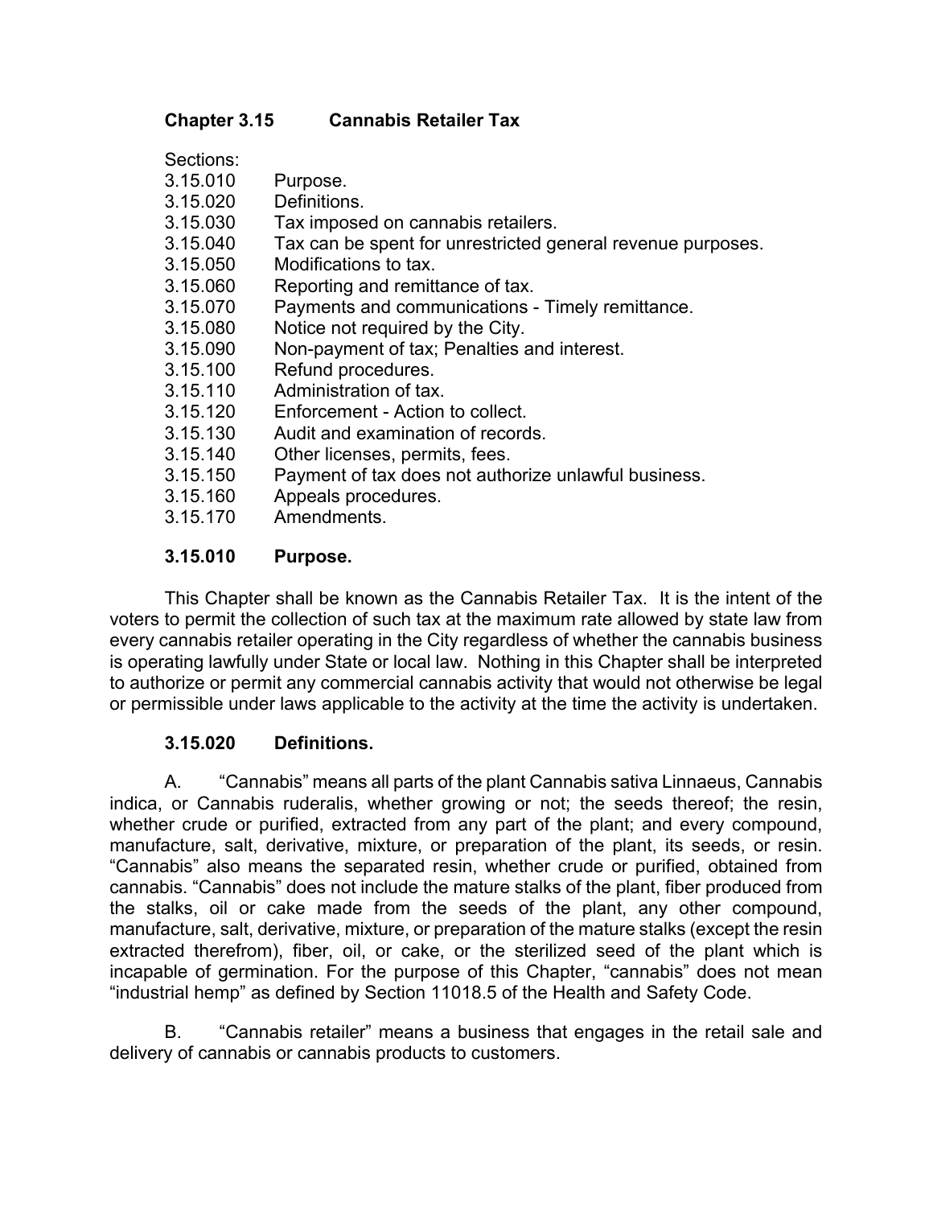# Chapter 3.15 Cannabis Retailer Tax

Sections:

- 3.15.010 Purpose.
- 3.15.020 Definitions.
- 3.15.030 Tax imposed on cannabis retailers.
- 3.15.040 Tax can be spent for unrestricted general revenue purposes.
- 3.15.050 Modifications to tax.
- 3.15.060 Reporting and remittance of tax.
- 3.15.070 Payments and communications - Timely remittance.
- 3.15.080 Notice not required by the City.
- 3.15.090 Non-payment of tax; Penalties and interest.
- 3.15.100 Refund procedures.
- 3.15.110 Administration of tax.
- 3.15.120 Enforcement - Action to collect.
- 3.15.130 Audit and examination of records.
- 3.15.140 Other licenses, permits, fees.
- 3.15.150 Payment of tax does not authorize unlawful business.
- 3.15.160 Appeals procedures.
- 3.15.170 Amendments.

## 3.15.010 Purpose.

This Chapter shall be known as the Cannabis Retailer Tax. It is the intent of the voters to permit the collection of such tax at the maximum rate allowed by state law from every cannabis retailer operating in the City regardless of whether the cannabis business is operating lawfully under State or local law. Nothing in this Chapter shall be interpreted to authorize or permit any commercial cannabis activity that would not otherwise be legal or permissible under laws applicable to the activity at the time the activity is undertaken.

## 3.15.020 Definitions.

A. "Cannabis" means all parts of the plant Cannabis sativa Linnaeus, Cannabis indica, or Cannabis ruderalis, whether growing or not; the seeds thereof; the resin, whether crude or purified, extracted from any part of the plant; and every compound, manufacture, salt, derivative, mixture, or preparation of the plant, its seeds, or resin. "Cannabis" also means the separated resin, whether crude or purified, obtained from cannabis. "Cannabis" does not include the mature stalks of the plant, fiber produced from the stalks, oil or cake made from the seeds of the plant, any other compound, manufacture, salt, derivative, mixture, or preparation of the mature stalks (except the resin extracted therefrom), fiber, oil, or cake, or the sterilized seed of the plant which is incapable of germination. For the purpose of this Chapter, "cannabis" does not mean "industrial hemp" as defined by Section 11018.5 of the Health and Safety Code.

B. "Cannabis retailer" means a business that engages in the retail sale and delivery of cannabis or cannabis products to customers.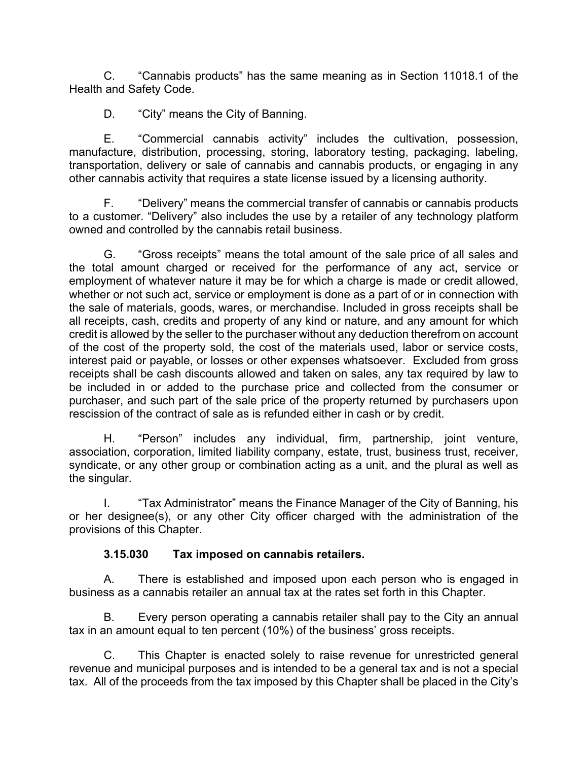C. "Cannabis products" has the same meaning as in Section 11018.1 of the Health and Safety Code.

D. "City" means the City of Banning.

E. "Commercial cannabis activity" includes the cultivation, possession, manufacture, distribution, processing, storing, laboratory testing, packaging, labeling, transportation, delivery or sale of cannabis and cannabis products, or engaging in any other cannabis activity that requires a state license issued by a licensing authority.

F. "Delivery" means the commercial transfer of cannabis or cannabis products to a customer. "Delivery" also includes the use by a retailer of any technology platform owned and controlled by the cannabis retail business.

G. "Gross receipts" means the total amount of the sale price of all sales and the total amount charged or received for the performance of any act, service or employment of whatever nature it may be for which a charge is made or credit allowed, whether or not such act, service or employment is done as a part of or in connection with the sale of materials, goods, wares, or merchandise. Included in gross receipts shall be all receipts, cash, credits and property of any kind or nature, and any amount for which credit is allowed by the seller to the purchaser without any deduction therefrom on account of the cost of the property sold, the cost of the materials used, labor or service costs, interest paid or payable, or losses or other expenses whatsoever. Excluded from gross receipts shall be cash discounts allowed and taken on sales, any tax required by law to be included in or added to the purchase price and collected from the consumer or purchaser, and such part of the sale price of the property returned by purchasers upon rescission of the contract of sale as is refunded either in cash or by credit.

H. "Person" includes any individual, firm, partnership, joint venture, association, corporation, limited liability company, estate, trust, business trust, receiver, syndicate, or any other group or combination acting as a unit, and the plural as well as the singular.

I. "Tax Administrator" means the Finance Manager of the City of Banning, his or her designee(s), or any other City officer charged with the administration of the provisions of this Chapter.

**3.15.030 Tax imposed on cannabis retailers.**

A. There is established and imposed upon each person who is engaged in business as a cannabis retailer an annual tax at the rates set forth in this Chapter.

B. Every person operating a cannabis retailer shall pay to the City an annual tax in an amount equal to ten percent (10%) of the business' gross receipts.

C. This Chapter is enacted solely to raise revenue for unrestricted general revenue and municipal purposes and is intended to be a general tax and is not a special tax. All of the proceeds from the tax imposed by this Chapter shall be placed in the City's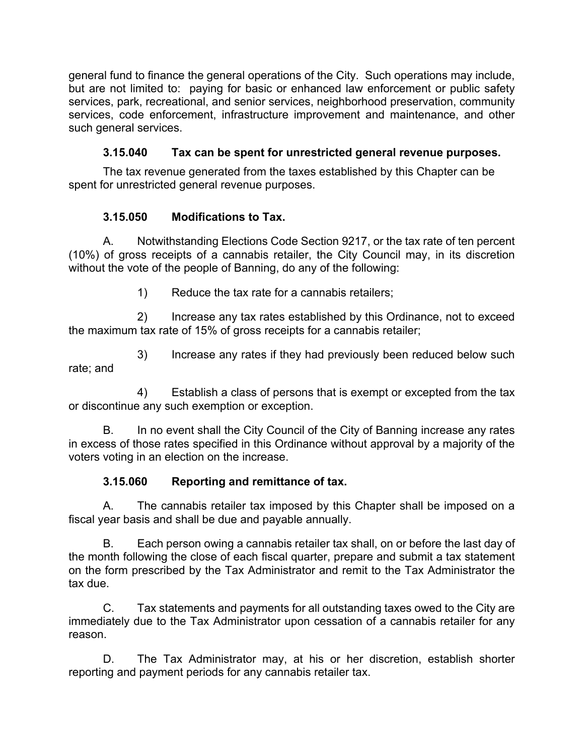general fund to finance the general operations of the City. Such operations may include, but are not limited to: paying for basic or enhanced law enforcement or public safety services, park, recreational, and senior services, neighborhood preservation, community services, code enforcement, infrastructure improvement and maintenance, and other such general services.

**3.15.040 Tax can be spent for unrestricted general revenue purposes.**

The tax revenue generated from the taxes established by this Chapter can be spent for unrestricted general revenue purposes.

**3.15.050 Modifications to Tax.**

A. Notwithstanding Elections Code Section 9217, or the tax rate of ten percent (10%) of gross receipts of a cannabis retailer, the City Council may, in its discretion without the vote of the people of Banning, do any of the following:

1) Reduce the tax rate for a cannabis retailers;

2) Increase any tax rates established by this Ordinance, not to exceed the maximum tax rate of 15% of gross receipts for a cannabis retailer;

3) Increase any rates if they had previously been reduced below such rate; and

4) Establish a class of persons that is exempt or excepted from the tax or discontinue any such exemption or exception.

B. In no event shall the City Council of the City of Banning increase any rates in excess of those rates specified in this Ordinance without approval by a majority of the voters voting in an election on the increase.

**3.15.060 Reporting and remittance of tax.**

A. The cannabis retailer tax imposed by this Chapter shall be imposed on a fiscal year basis and shall be due and payable annually.

B. Each person owing a cannabis retailer tax shall, on or before the last day of the month following the close of each fiscal quarter, prepare and submit a tax statement on the form prescribed by the Tax Administrator and remit to the Tax Administrator the tax due.

C. Tax statements and payments for all outstanding taxes owed to the City are immediately due to the Tax Administrator upon cessation of a cannabis retailer for any reason.

D. The Tax Administrator may, at his or her discretion, establish shorter reporting and payment periods for any cannabis retailer tax.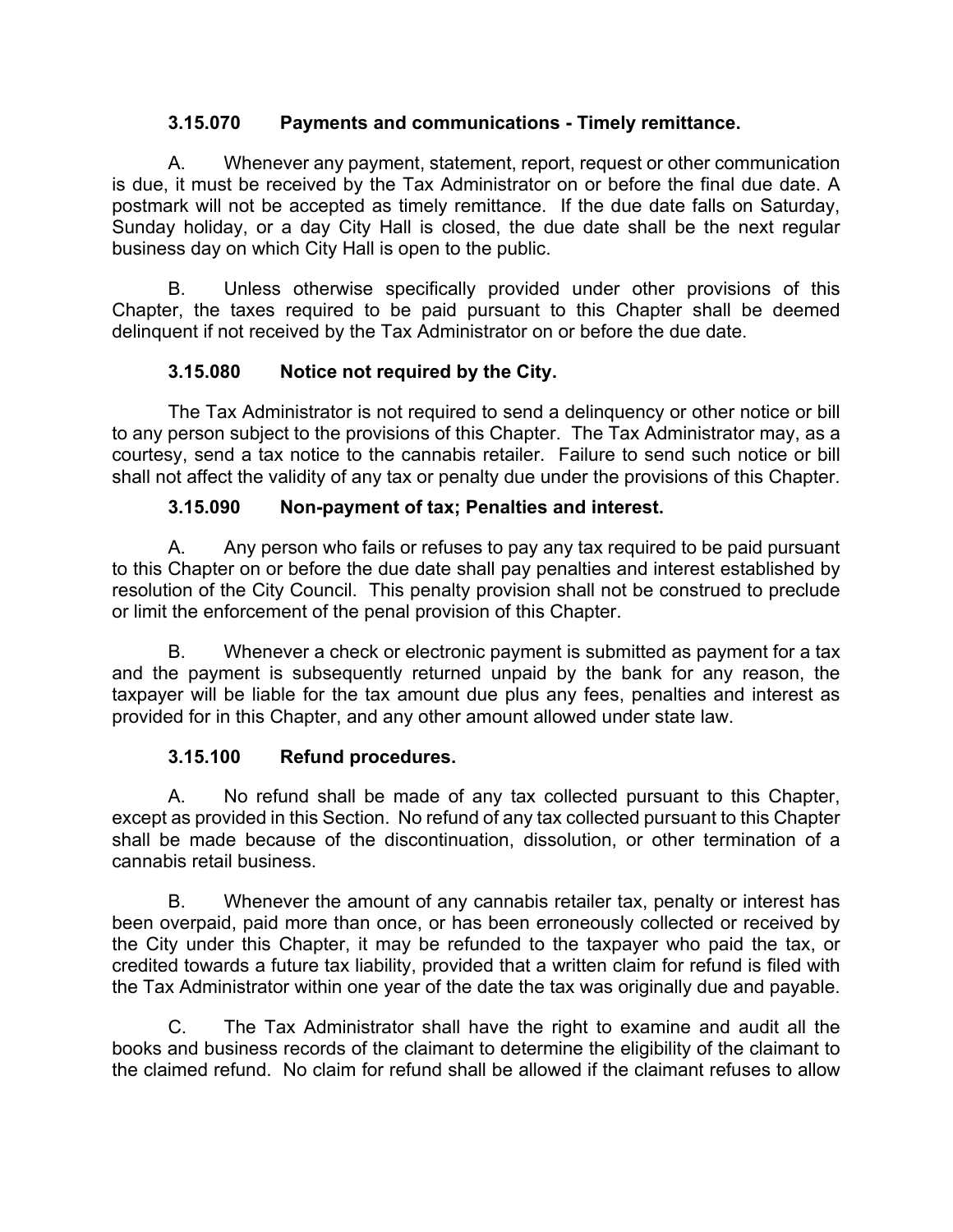### 3.15.070 Payments and communications - Timely remittance.

A. Whenever any payment, statement, report, request or other communication is due, it must be received by the Tax Administrator on or before the final due date. A postmark will not be accepted as timely remittance. If the due date falls on Saturday, Sunday holiday, or a day City Hall is closed, the due date shall be the next regular business day on which City Hall is open to the public.

B. Unless otherwise specifically provided under other provisions of this Chapter, the taxes required to be paid pursuant to this Chapter shall be deemed delinquent if not received by the Tax Administrator on or before the due date.

### 3.15.080 Notice not required by the City.

The Tax Administrator is not required to send a delinquency or other notice or bill to any person subject to the provisions of this Chapter. The Tax Administrator may, as a courtesy, send a tax notice to the cannabis retailer. Failure to send such notice or bill shall not affect the validity of any tax or penalty due under the provisions of this Chapter.

### 3.15.090 Non-payment of tax; Penalties and interest.

A. Any person who fails or refuses to pay any tax required to be paid pursuant to this Chapter on or before the due date shall pay penalties and interest established by resolution of the City Council. This penalty provision shall not be construed to preclude or limit the enforcement of the penal provision of this Chapter.

B. Whenever a check or electronic payment is submitted as payment for a tax and the payment is subsequently returned unpaid by the bank for any reason, the taxpayer will be liable for the tax amount due plus any fees, penalties and interest as provided for in this Chapter, and any other amount allowed under state law.

### 3.15.100 Refund procedures.

A. No refund shall be made of any tax collected pursuant to this Chapter, except as provided in this Section. No refund of any tax collected pursuant to this Chapter shall be made because of the discontinuation, dissolution, or other termination of a cannabis retail business.

B. Whenever the amount of any cannabis retailer tax, penalty or interest has been overpaid, paid more than once, or has been erroneously collected or received by the City under this Chapter, it may be refunded to the taxpayer who paid the tax, or credited towards a future tax liability, provided that a written claim for refund is filed with the Tax Administrator within one year of the date the tax was originally due and payable.

C. The Tax Administrator shall have the right to examine and audit all the books and business records of the claimant to determine the eligibility of the claimant to the claimed refund. No claim for refund shall be allowed if the claimant refuses to allow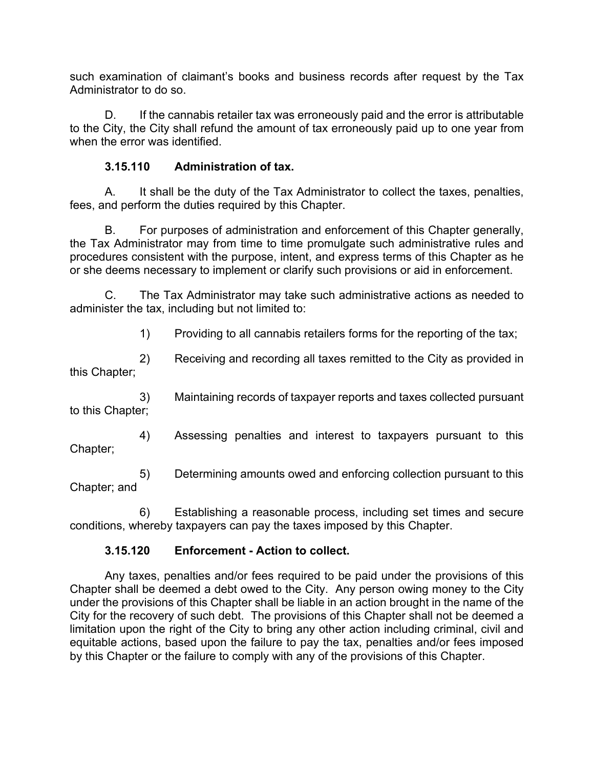such examination of claimant's books and business records after request by the Tax Administrator to do so.

D. If the cannabis retailer tax was erroneously paid and the error is attributable to the City, the City shall refund the amount of tax erroneously paid up to one year from when the error was identified.

### 3.15.110 Administration of tax.

A. It shall be the duty of the Tax Administrator to collect the taxes, penalties, fees, and perform the duties required by this Chapter.

B. For purposes of administration and enforcement of this Chapter generally, the Tax Administrator may from time to time promulgate such administrative rules and procedures consistent with the purpose, intent, and express terms of this Chapter as he or she deems necessary to implement or clarify such provisions or aid in enforcement.

C. The Tax Administrator may take such administrative actions as needed to administer the tax, including but not limited to:

1) Providing to all cannabis retailers forms for the reporting of the tax;

2) Receiving and recording all taxes remitted to the City as provided in this Chapter;

3) Maintaining records of taxpayer reports and taxes collected pursuant to this Chapter;

4) Assessing penalties and interest to taxpayers pursuant to this Chapter;

5) Determining amounts owed and enforcing collection pursuant to this Chapter; and

6) Establishing a reasonable process, including set times and secure conditions, whereby taxpayers can pay the taxes imposed by this Chapter.

### 3.15.120 Enforcement - Action to collect.

Any taxes, penalties and/or fees required to be paid under the provisions of this Chapter shall be deemed a debt owed to the City. Any person owing money to the City under the provisions of this Chapter shall be liable in an action brought in the name of the City for the recovery of such debt. The provisions of this Chapter shall not be deemed a limitation upon the right of the City to bring any other action including criminal, civil and equitable actions, based upon the failure to pay the tax, penalties and/or fees imposed by this Chapter or the failure to comply with any of the provisions of this Chapter.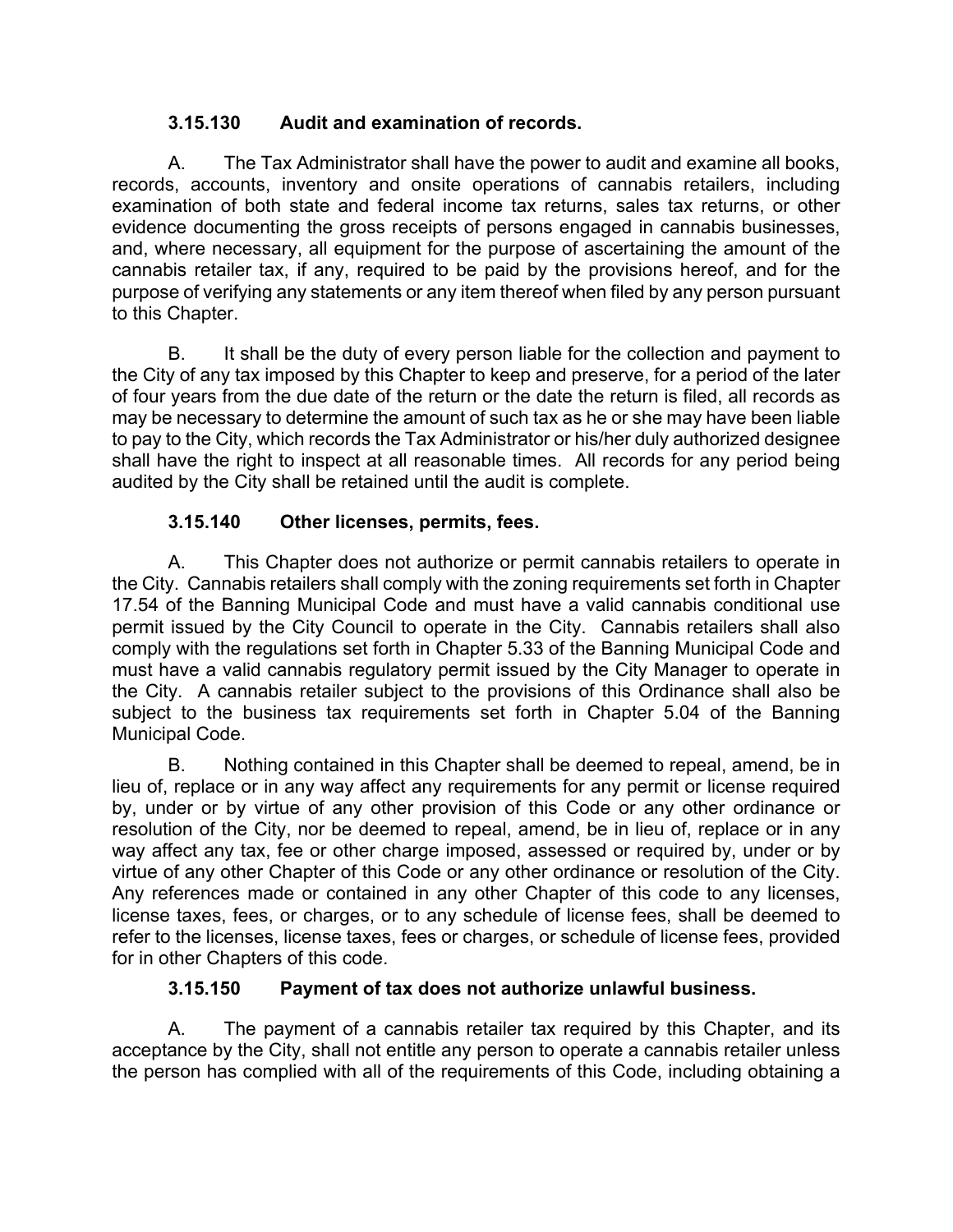### 3.15.130 Audit and examination of records.

A. The Tax Administrator shall have the power to audit and examine all books, records, accounts, inventory and onsite operations of cannabis retailers, including examination of both state and federal income tax returns, sales tax returns, or other evidence documenting the gross receipts of persons engaged in cannabis businesses, and, where necessary, all equipment for the purpose of ascertaining the amount of the cannabis retailer tax, if any, required to be paid by the provisions hereof, and for the purpose of verifying any statements or any item thereof when filed by any person pursuant to this Chapter.

B. It shall be the duty of every person liable for the collection and payment to the City of any tax imposed by this Chapter to keep and preserve, for a period of the later of four years from the due date of the return or the date the return is filed, all records as may be necessary to determine the amount of such tax as he or she may have been liable to pay to the City, which records the Tax Administrator or his/her duly authorized designee shall have the right to inspect at all reasonable times. All records for any period being audited by the City shall be retained until the audit is complete.

### 3.15.140 Other licenses, permits, fees.

A. This Chapter does not authorize or permit cannabis retailers to operate in the City. Cannabis retailers shall comply with the zoning requirements set forth in Chapter 17.54 of the Banning Municipal Code and must have a valid cannabis conditional use permit issued by the City Council to operate in the City. Cannabis retailers shall also comply with the regulations set forth in Chapter 5.33 of the Banning Municipal Code and must have a valid cannabis regulatory permit issued by the City Manager to operate in the City. A cannabis retailer subject to the provisions of this Ordinance shall also be subject to the business tax requirements set forth in Chapter 5.04 of the Banning Municipal Code.

B. Nothing contained in this Chapter shall be deemed to repeal, amend, be in lieu of, replace or in any way affect any requirements for any permit or license required by, under or by virtue of any other provision of this Code or any other ordinance or resolution of the City, nor be deemed to repeal, amend, be in lieu of, replace or in any way affect any tax, fee or other charge imposed, assessed or required by, under or by virtue of any other Chapter of this Code or any other ordinance or resolution of the City. Any references made or contained in any other Chapter of this code to any licenses, license taxes, fees, or charges, or to any schedule of license fees, shall be deemed to refer to the licenses, license taxes, fees or charges, or schedule of license fees, provided for in other Chapters of this code.

### 3.15.150 Payment of tax does not authorize unlawful business.

A. The payment of a cannabis retailer tax required by this Chapter, and its acceptance by the City, shall not entitle any person to operate a cannabis retailer unless the person has complied with all of the requirements of this Code, including obtaining a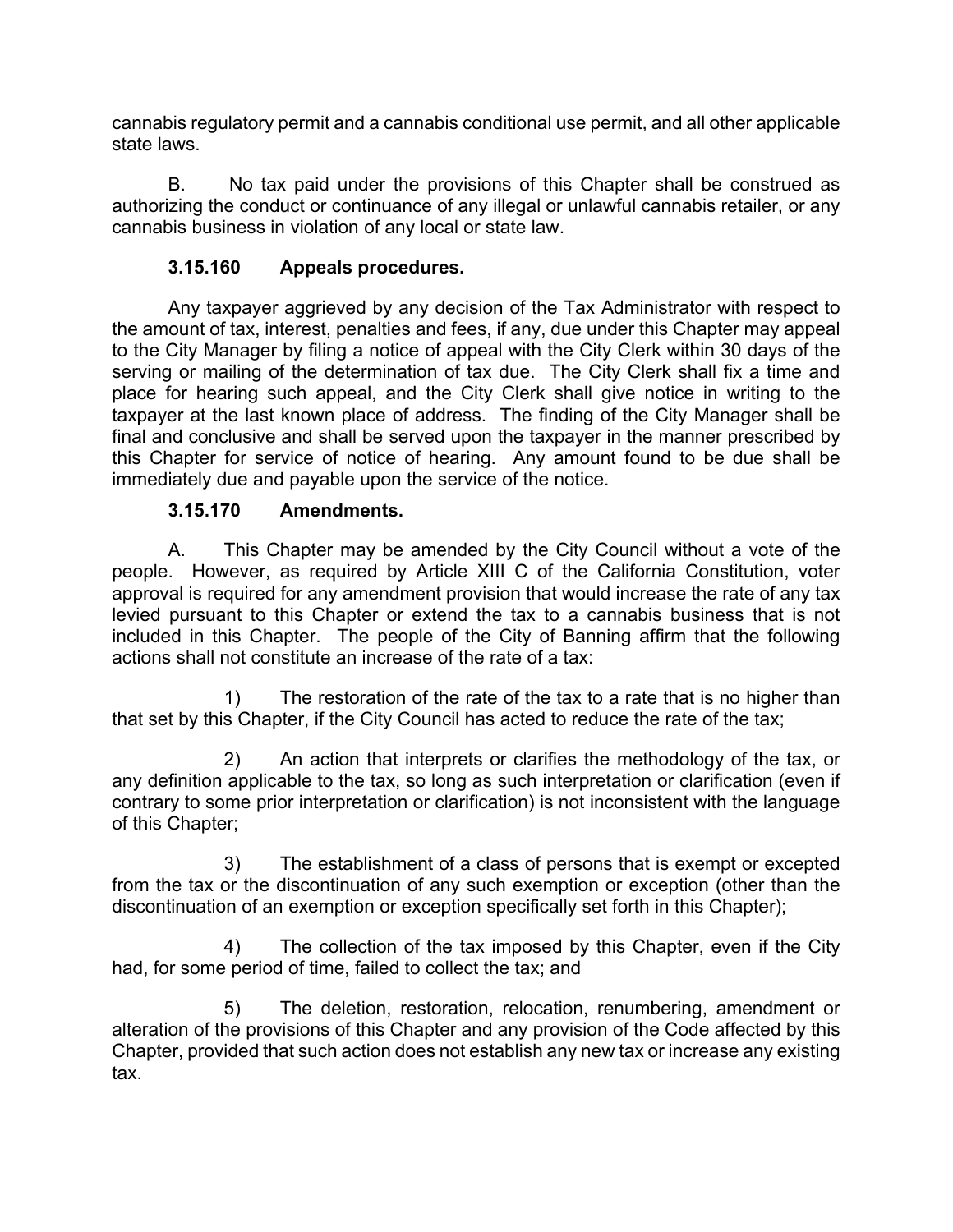cannabis regulatory permit and a cannabis conditional use permit, and all other applicable state laws.

B. No tax paid under the provisions of this Chapter shall be construed as authorizing the conduct or continuance of any illegal or unlawful cannabis retailer, or any cannabis business in violation of any local or state law.

### 3.15.160 Appeals procedures.

Any taxpayer aggrieved by any decision of the Tax Administrator with respect to the amount of tax, interest, penalties and fees, if any, due under this Chapter may appeal to the City Manager by filing a notice of appeal with the City Clerk within 30 days of the serving or mailing of the determination of tax due. The City Clerk shall fix a time and place for hearing such appeal, and the City Clerk shall give notice in writing to the taxpayer at the last known place of address. The finding of the City Manager shall be final and conclusive and shall be served upon the taxpayer in the manner prescribed by this Chapter for service of notice of hearing. Any amount found to be due shall be immediately due and payable upon the service of the notice.

### 3.15.170 Amendments.

A. This Chapter may be amended by the City Council without a vote of the people. However, as required by Article XIII C of the California Constitution, voter approval is required for any amendment provision that would increase the rate of any tax levied pursuant to this Chapter or extend the tax to a cannabis business that is not included in this Chapter. The people of the City of Banning affirm that the following actions shall not constitute an increase of the rate of a tax:

1) The restoration of the rate of the tax to a rate that is no higher than that set by this Chapter, if the City Council has acted to reduce the rate of the tax;

2) An action that interprets or clarifies the methodology of the tax, or any definition applicable to the tax, so long as such interpretation or clarification (even if contrary to some prior interpretation or clarification) is not inconsistent with the language of this Chapter;

3) The establishment of a class of persons that is exempt or excepted from the tax or the discontinuation of any such exemption or exception (other than the discontinuation of an exemption or exception specifically set forth in this Chapter);

4) The collection of the tax imposed by this Chapter, even if the City had, for some period of time, failed to collect the tax; and

5) The deletion, restoration, relocation, renumbering, amendment or alteration of the provisions of this Chapter and any provision of the Code affected by this Chapter, provided that such action does not establish any new tax or increase any existing tax.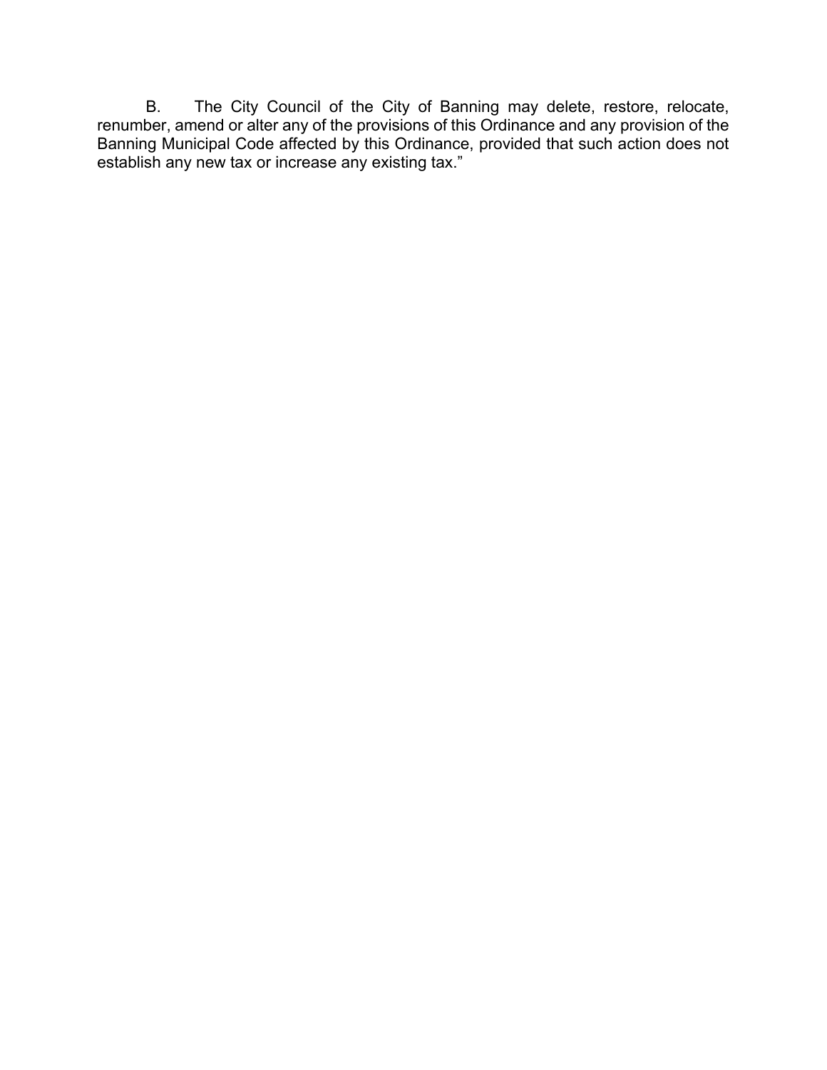B. The City Council of the City of Banning may delete, restore, relocate, renumber, amend or alter any of the provisions of this Ordinance and any provision of the Banning Municipal Code affected by this Ordinance, provided that such action does not establish any new tax or increase any existing tax."